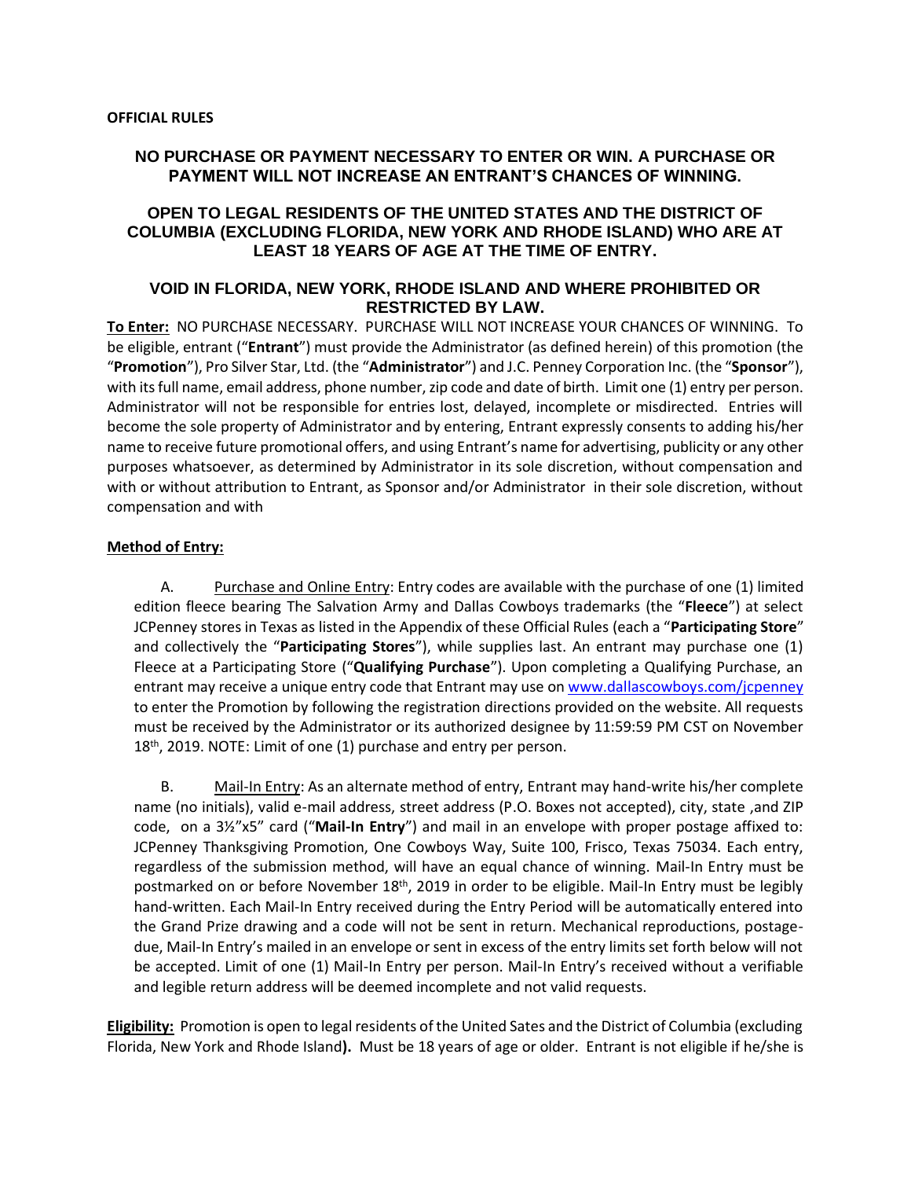**OFFICIAL RULES**

## NO PURCHASE OR PAYMENT NECESSARY TO ENTER OR WIN. A PURCHASE OR PAYMENT WILL NOT INCREASE AN ENTRANT'S CHANCES OF WINNING.

## OPEN TO LEGAL RESIDENTS OF THE UNITED STATES AND THE DISTRICT OF COLUMBIA (EXCLUDING FLORIDA, NEW YORK AND RHODE ISLAND) WHO ARE AT LEAST 18 YEARS OF AGE AT THE TIME OF ENTRY.

## VOID IN FLORIDA, NEW YORK, RHODE ISLAND AND WHERE PROHIBITED OR RESTRICTED BY LAW.

**To Enter:** NO PURCHASE NECESSARY. PURCHASE WILL NOT INCREASE YOUR CHANCES OF WINNING. To be eligible, entrant ("**Entrant**") must provide the Administrator (as defined herein) of this promotion (the "**Promotion**"), Pro Silver Star, Ltd. (the "**Administrator**") and J.C. Penney Corporation Inc. (the "**Sponsor**"), with its full name, email address, phone number, zip code and date of birth. Limit one (1) entry per person. Administrator will not be responsible for entries lost, delayed, incomplete or misdirected. Entries will become the sole property of Administrator and by entering, Entrant expressly consents to adding his/her name to receive future promotional offers, and using Entrant's name for advertising, publicity or any other purposes whatsoever, as determined by Administrator in its sole discretion, without compensation and with or without attribution to Entrant, as Sponsor and/or Administrator in their sole discretion, without compensation and with

**Method of Entry:**

A. Purchase and Online Entry: Entry codes are available with the purchase of one (1) limited edition fleece bearing The Salvation Army and Dallas Cowboys trademarks (the "**Fleece**") at select JCPenney stores in Texas as listed in the Appendix of these Official Rules (each a "**Participating Store**" and collectively the "**Participating Stores**"), while supplies last. An entrant may purchase one (1) Fleece at a Participating Store ("**Qualifying Purchase**"). Upon completing a Qualifying Purchase, an entrant may receive a unique entry code that Entrant may use on www.dallascowboys.com/jcpenney to enter the Promotion by following the registration directions provided on the website. All requests must be received by the Administrator or its authorized designee by 11:59:59 PM CST on November 18th, 2019. NOTE: Limit of one (1) purchase and entry per person.

B. Mail-In Entry: As an alternate method of entry, Entrant may hand-write his/her complete name (no initials), valid e-mail address, street address (P.O. Boxes not accepted), city, state ,and ZIP code, on a 3½"x5" card ("**Mail-In Entry**") and mail in an envelope with proper postage affixed to: JCPenney Thanksgiving Promotion, One Cowboys Way, Suite 100, Frisco, Texas 75034. Each entry, regardless of the submission method, will have an equal chance of winning. Mail-In Entry must be postmarked on or before November 18th, 2019 in order to be eligible. Mail-In Entry must be legibly hand-written. Each Mail-In Entry received during the Entry Period will be automatically entered into the Grand Prize drawing and a code will not be sent in return. Mechanical reproductions, postage-due, Mail-In Entry's mailed in an envelope or sent in excess of the entry limits set forth below will not be accepted. Limit of one (1) Mail-In Entry per person. Mail-In Entry's received without a verifiable and legible return address will be deemed incomplete and not valid requests.

**Eligibility:** Promotion is open to legal residents of the United Sates and the District of Columbia (excluding Florida, New York and Rhode Island**).** Must be 18 years of age or older. Entrant is not eligible if he/she is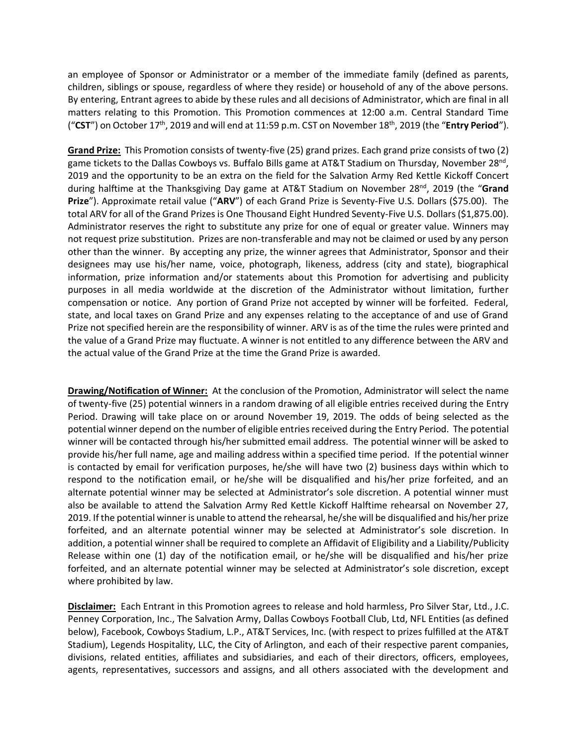an employee of Sponsor or Administrator or a member of the immediate family (defined as parents, children, siblings or spouse, regardless of where they reside) or household of any of the above persons. By entering, Entrant agrees to abide by these rules and all decisions of Administrator, which are final in all matters relating to this Promotion. This Promotion commences at 12:00 a.m. Central Standard Time ("**CST**") on October 17th, 2019 and will end at 11:59 p.m. CST on November 18th, 2019 (the "**Entry Period**").

**Grand Prize:** This Promotion consists of twenty-five (25) grand prizes. Each grand prize consists of two (2) game tickets to the Dallas Cowboys vs. Buffalo Bills game at AT&T Stadium on Thursday, November 28nd, 2019 and the opportunity to be an extra on the field for the Salvation Army Red Kettle Kickoff Concert during halftime at the Thanksgiving Day game at AT&T Stadium on November 28nd, 2019 (the "**Grand Prize**"). Approximate retail value ("**ARV**") of each Grand Prize is Seventy-Five U.S. Dollars ($75.00). The total ARV for all of the Grand Prizes is One Thousand Eight Hundred Seventy-Five U.S. Dollars ($1,875.00). Administrator reserves the right to substitute any prize for one of equal or greater value. Winners may not request prize substitution. Prizes are non-transferable and may not be claimed or used by any person other than the winner. By accepting any prize, the winner agrees that Administrator, Sponsor and their designees may use his/her name, voice, photograph, likeness, address (city and state), biographical information, prize information and/or statements about this Promotion for advertising and publicity purposes in all media worldwide at the discretion of the Administrator without limitation, further compensation or notice. Any portion of Grand Prize not accepted by winner will be forfeited. Federal, state, and local taxes on Grand Prize and any expenses relating to the acceptance of and use of Grand Prize not specified herein are the responsibility of winner. ARV is as of the time the rules were printed and the value of a Grand Prize may fluctuate. A winner is not entitled to any difference between the ARV and the actual value of the Grand Prize at the time the Grand Prize is awarded.

**Drawing/Notification of Winner:** At the conclusion of the Promotion, Administrator will select the name of twenty-five (25) potential winners in a random drawing of all eligible entries received during the Entry Period. Drawing will take place on or around November 19, 2019. The odds of being selected as the potential winner depend on the number of eligible entries received during the Entry Period. The potential winner will be contacted through his/her submitted email address. The potential winner will be asked to provide his/her full name, age and mailing address within a specified time period. If the potential winner is contacted by email for verification purposes, he/she will have two (2) business days within which to respond to the notification email, or he/she will be disqualified and his/her prize forfeited, and an alternate potential winner may be selected at Administrator's sole discretion. A potential winner must also be available to attend the Salvation Army Red Kettle Kickoff Halftime rehearsal on November 27, 2019. If the potential winner is unable to attend the rehearsal, he/she will be disqualified and his/her prize forfeited, and an alternate potential winner may be selected at Administrator's sole discretion. In addition, a potential winner shall be required to complete an Affidavit of Eligibility and a Liability/Publicity Release within one (1) day of the notification email, or he/she will be disqualified and his/her prize forfeited, and an alternate potential winner may be selected at Administrator's sole discretion, except where prohibited by law.

**Disclaimer:** Each Entrant in this Promotion agrees to release and hold harmless, Pro Silver Star, Ltd., J.C. Penney Corporation, Inc., The Salvation Army, Dallas Cowboys Football Club, Ltd, NFL Entities (as defined below), Facebook, Cowboys Stadium, L.P., AT&T Services, Inc. (with respect to prizes fulfilled at the AT&T Stadium), Legends Hospitality, LLC, the City of Arlington, and each of their respective parent companies, divisions, related entities, affiliates and subsidiaries, and each of their directors, officers, employees, agents, representatives, successors and assigns, and all others associated with the development and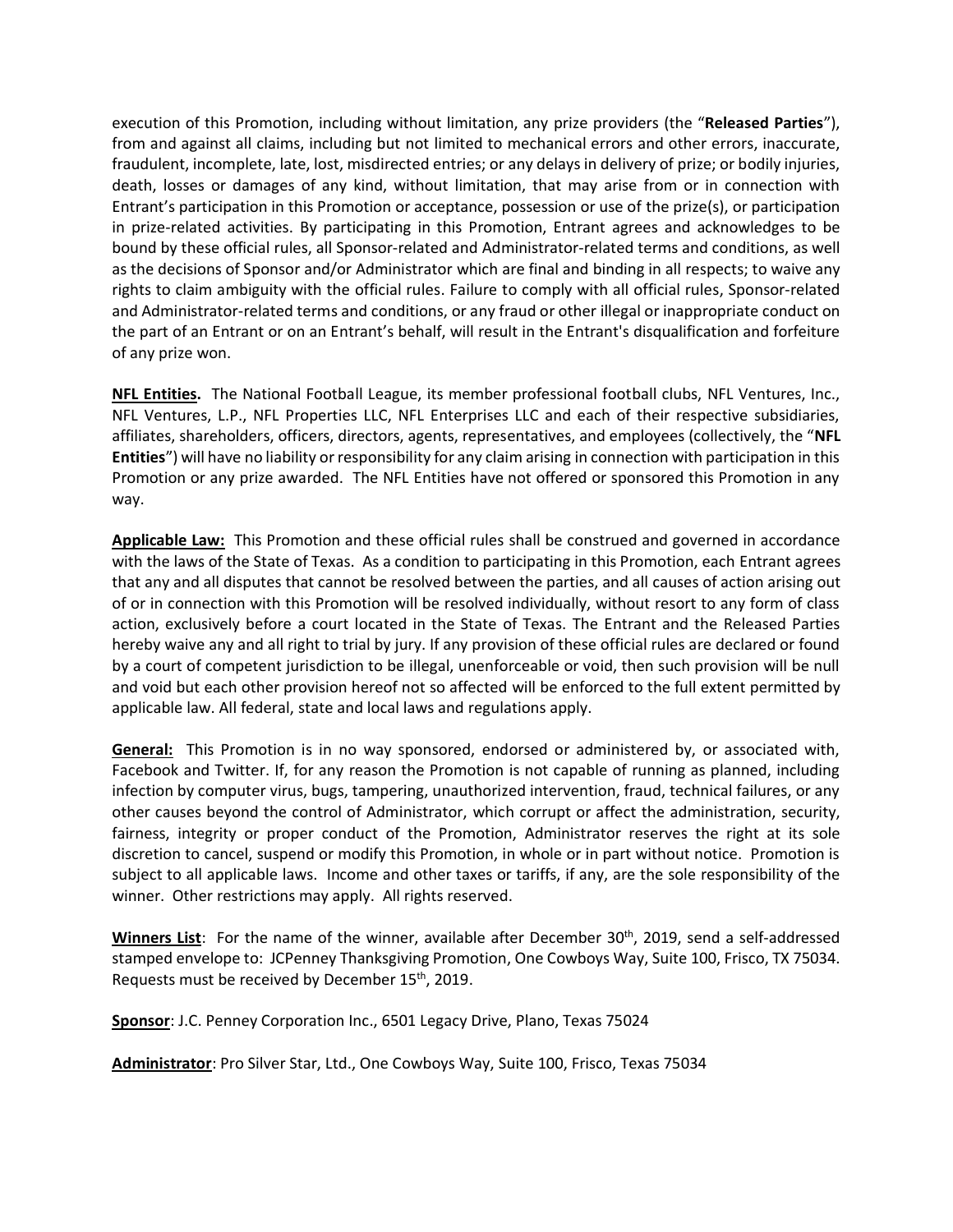execution of this Promotion, including without limitation, any prize providers (the "**Released Parties**"), from and against all claims, including but not limited to mechanical errors and other errors, inaccurate, fraudulent, incomplete, late, lost, misdirected entries; or any delays in delivery of prize; or bodily injuries, death, losses or damages of any kind, without limitation, that may arise from or in connection with Entrant's participation in this Promotion or acceptance, possession or use of the prize(s), or participation in prize-related activities. By participating in this Promotion, Entrant agrees and acknowledges to be bound by these official rules, all Sponsor-related and Administrator-related terms and conditions, as well as the decisions of Sponsor and/or Administrator which are final and binding in all respects; to waive any rights to claim ambiguity with the official rules. Failure to comply with all official rules, Sponsor-related and Administrator-related terms and conditions, or any fraud or other illegal or inappropriate conduct on the part of an Entrant or on an Entrant's behalf, will result in the Entrant's disqualification and forfeiture of any prize won.

**NFL Entities.** The National Football League, its member professional football clubs, NFL Ventures, Inc., NFL Ventures, L.P., NFL Properties LLC, NFL Enterprises LLC and each of their respective subsidiaries, affiliates, shareholders, officers, directors, agents, representatives, and employees (collectively, the "**NFL Entities**") will have no liability or responsibility for any claim arising in connection with participation in this Promotion or any prize awarded. The NFL Entities have not offered or sponsored this Promotion in any way.

**Applicable Law:** This Promotion and these official rules shall be construed and governed in accordance with the laws of the State of Texas. As a condition to participating in this Promotion, each Entrant agrees that any and all disputes that cannot be resolved between the parties, and all causes of action arising out of or in connection with this Promotion will be resolved individually, without resort to any form of class action, exclusively before a court located in the State of Texas. The Entrant and the Released Parties hereby waive any and all right to trial by jury. If any provision of these official rules are declared or found by a court of competent jurisdiction to be illegal, unenforceable or void, then such provision will be null and void but each other provision hereof not so affected will be enforced to the full extent permitted by applicable law. All federal, state and local laws and regulations apply.

**General:** This Promotion is in no way sponsored, endorsed or administered by, or associated with, Facebook and Twitter. If, for any reason the Promotion is not capable of running as planned, including infection by computer virus, bugs, tampering, unauthorized intervention, fraud, technical failures, or any other causes beyond the control of Administrator, which corrupt or affect the administration, security, fairness, integrity or proper conduct of the Promotion, Administrator reserves the right at its sole discretion to cancel, suspend or modify this Promotion, in whole or in part without notice. Promotion is subject to all applicable laws. Income and other taxes or tariffs, if any, are the sole responsibility of the winner. Other restrictions may apply. All rights reserved.

**Winners List**: For the name of the winner, available after December 30th, 2019, send a self-addressed stamped envelope to: JCPenney Thanksgiving Promotion, One Cowboys Way, Suite 100, Frisco, TX 75034. Requests must be received by December 15th, 2019.

**Sponsor**: J.C. Penney Corporation Inc., 6501 Legacy Drive, Plano, Texas 75024

**Administrator**: Pro Silver Star, Ltd., One Cowboys Way, Suite 100, Frisco, Texas 75034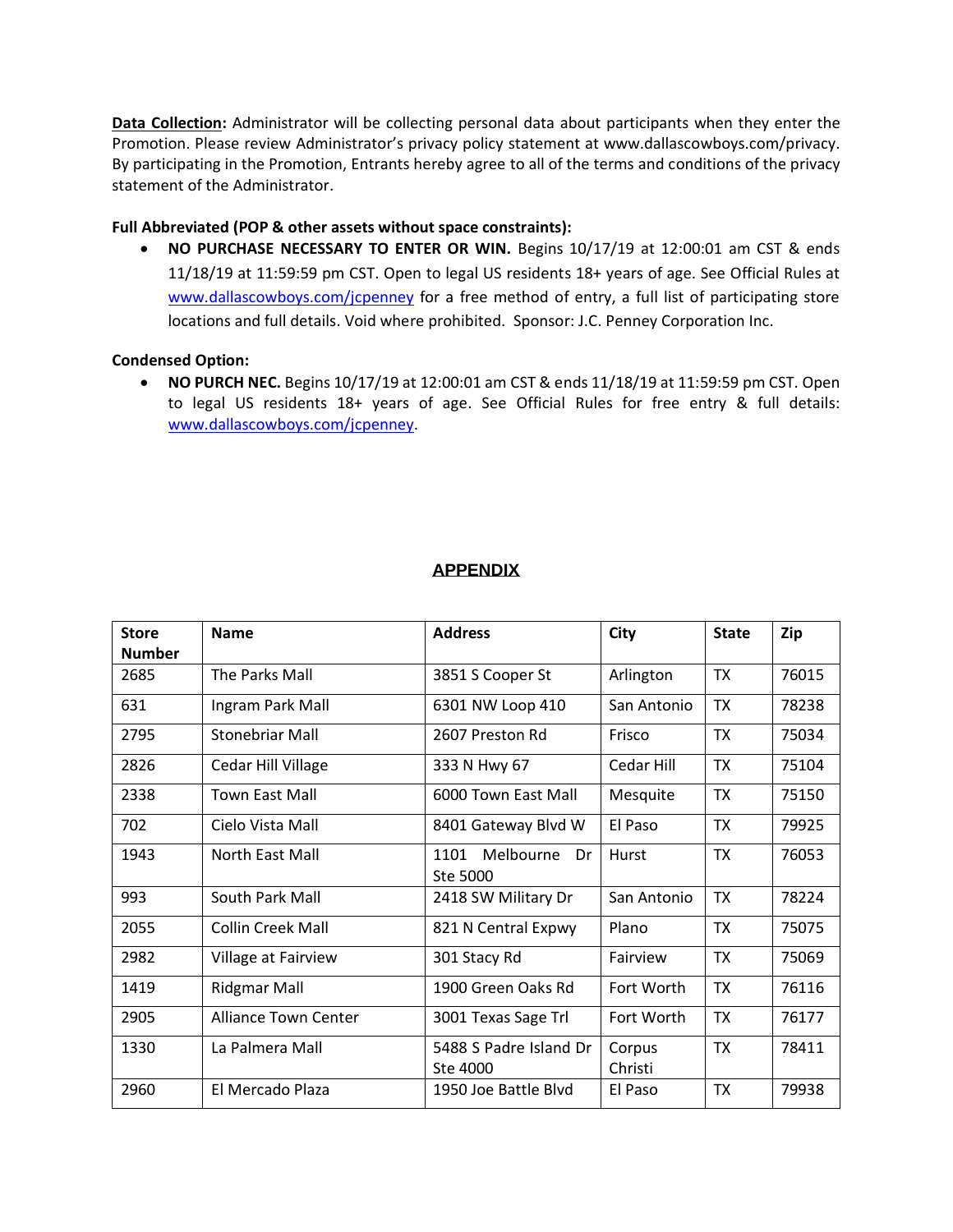**Data Collection:** Administrator will be collecting personal data about participants when they enter the Promotion. Please review Administrator's privacy policy statement at www.dallascowboys.com/privacy. By participating in the Promotion, Entrants hereby agree to all of the terms and conditions of the privacy statement of the Administrator.

**Full Abbreviated (POP & other assets without space constraints):**

- **NO PURCHASE NECESSARY TO ENTER OR WIN.** Begins 10/17/19 at 12:00:01 am CST & ends 11/18/19 at 11:59:59 pm CST. Open to legal US residents 18+ years of age. See Official Rules at www.dallascowboys.com/jcpenney for a free method of entry, a full list of participating store locations and full details. Void where prohibited. Sponsor: J.C. Penney Corporation Inc.

**Condensed Option:**

- **NO PURCH NEC.** Begins 10/17/19 at 12:00:01 am CST & ends 11/18/19 at 11:59:59 pm CST. Open to legal US residents 18+ years of age. See Official Rules for free entry & full details: www.dallascowboys.com/jcpenney.

## APPENDIX

| Store Number | Name | Address | City | State | Zip |
|---|---|---|---|---|---|
| 2685 | The Parks Mall | 3851 S Cooper St | Arlington | TX | 76015 |
| 631 | Ingram Park Mall | 6301 NW Loop 410 | San Antonio | TX | 78238 |
| 2795 | Stonebriar Mall | 2607 Preston Rd | Frisco | TX | 75034 |
| 2826 | Cedar Hill Village | 333 N Hwy 67 | Cedar Hill | TX | 75104 |
| 2338 | Town East Mall | 6000 Town East Mall | Mesquite | TX | 75150 |
| 702 | Cielo Vista Mall | 8401 Gateway Blvd W | El Paso | TX | 79925 |
| 1943 | North East Mall | 1101 Melbourne Dr Ste 5000 | Hurst | TX | 76053 |
| 993 | South Park Mall | 2418 SW Military Dr | San Antonio | TX | 78224 |
| 2055 | Collin Creek Mall | 821 N Central Expwy | Plano | TX | 75075 |
| 2982 | Village at Fairview | 301 Stacy Rd | Fairview | TX | 75069 |
| 1419 | Ridgmar Mall | 1900 Green Oaks Rd | Fort Worth | TX | 76116 |
| 2905 | Alliance Town Center | 3001 Texas Sage Trl | Fort Worth | TX | 76177 |
| 1330 | La Palmera Mall | 5488 S Padre Island Dr Ste 4000 | Corpus Christi | TX | 78411 |
| 2960 | El Mercado Plaza | 1950 Joe Battle Blvd | El Paso | TX | 79938 |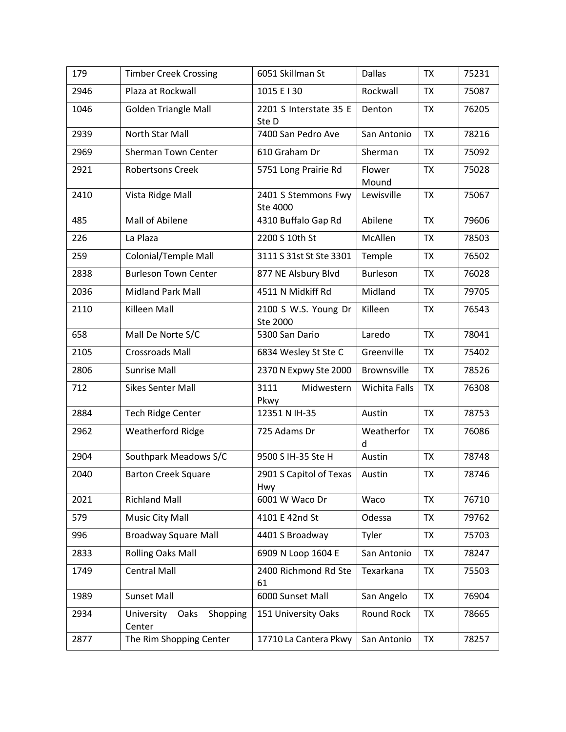| 179 | Timber Creek Crossing | 6051 Skillman St | Dallas | TX | 75231 |
|---|---|---|---|---|---|
| 2946 | Plaza at Rockwall | 1015 E I 30 | Rockwall | TX | 75087 |
| 1046 | Golden Triangle Mall | 2201 S Interstate 35 E Ste D | Denton | TX | 76205 |
| 2939 | North Star Mall | 7400 San Pedro Ave | San Antonio | TX | 78216 |
| 2969 | Sherman Town Center | 610 Graham Dr | Sherman | TX | 75092 |
| 2921 | Robertsons Creek | 5751 Long Prairie Rd | Flower Mound | TX | 75028 |
| 2410 | Vista Ridge Mall | 2401 S Stemmons Fwy Ste 4000 | Lewisville | TX | 75067 |
| 485 | Mall of Abilene | 4310 Buffalo Gap Rd | Abilene | TX | 79606 |
| 226 | La Plaza | 2200 S 10th St | McAllen | TX | 78503 |
| 259 | Colonial/Temple Mall | 3111 S 31st St Ste 3301 | Temple | TX | 76502 |
| 2838 | Burleson Town Center | 877 NE Alsbury Blvd | Burleson | TX | 76028 |
| 2036 | Midland Park Mall | 4511 N Midkiff Rd | Midland | TX | 79705 |
| 2110 | Killeen Mall | 2100 S W.S. Young Dr Ste 2000 | Killeen | TX | 76543 |
| 658 | Mall De Norte S/C | 5300 San Dario | Laredo | TX | 78041 |
| 2105 | Crossroads Mall | 6834 Wesley St Ste C | Greenville | TX | 75402 |
| 2806 | Sunrise Mall | 2370 N Expwy Ste 2000 | Brownsville | TX | 78526 |
| 712 | Sikes Senter Mall | 3111 Midwestern Pkwy | Wichita Falls | TX | 76308 |
| 2884 | Tech Ridge Center | 12351 N IH-35 | Austin | TX | 78753 |
| 2962 | Weatherford Ridge | 725 Adams Dr | Weatherford | TX | 76086 |
| 2904 | Southpark Meadows S/C | 9500 S IH-35 Ste H | Austin | TX | 78748 |
| 2040 | Barton Creek Square | 2901 S Capitol of Texas Hwy | Austin | TX | 78746 |
| 2021 | Richland Mall | 6001 W Waco Dr | Waco | TX | 76710 |
| 579 | Music City Mall | 4101 E 42nd St | Odessa | TX | 79762 |
| 996 | Broadway Square Mall | 4401 S Broadway | Tyler | TX | 75703 |
| 2833 | Rolling Oaks Mall | 6909 N Loop 1604 E | San Antonio | TX | 78247 |
| 1749 | Central Mall | 2400 Richmond Rd Ste 61 | Texarkana | TX | 75503 |
| 1989 | Sunset Mall | 6000 Sunset Mall | San Angelo | TX | 76904 |
| 2934 | University Oaks Shopping Center | 151 University Oaks | Round Rock | TX | 78665 |
| 2877 | The Rim Shopping Center | 17710 La Cantera Pkwy | San Antonio | TX | 78257 |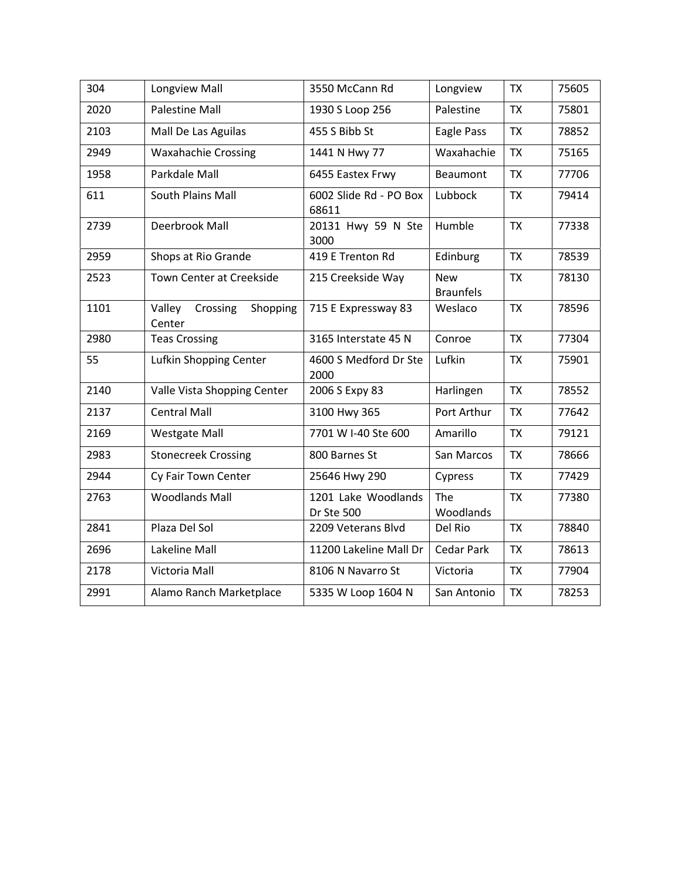| | | | | | |
|---|---|---|---|---|---|
| 304 | Longview Mall | 3550 McCann Rd | Longview | TX | 75605 |
| 2020 | Palestine Mall | 1930 S Loop 256 | Palestine | TX | 75801 |
| 2103 | Mall De Las Aguilas | 455 S Bibb St | Eagle Pass | TX | 78852 |
| 2949 | Waxahachie Crossing | 1441 N Hwy 77 | Waxahachie | TX | 75165 |
| 1958 | Parkdale Mall | 6455 Eastex Frwy | Beaumont | TX | 77706 |
| 611 | South Plains Mall | 6002 Slide Rd - PO Box 68611 | Lubbock | TX | 79414 |
| 2739 | Deerbrook Mall | 20131 Hwy 59 N Ste 3000 | Humble | TX | 77338 |
| 2959 | Shops at Rio Grande | 419 E Trenton Rd | Edinburg | TX | 78539 |
| 2523 | Town Center at Creekside | 215 Creekside Way | New Braunfels | TX | 78130 |
| 1101 | Valley Crossing Shopping Center | 715 E Expressway 83 | Weslaco | TX | 78596 |
| 2980 | Teas Crossing | 3165 Interstate 45 N | Conroe | TX | 77304 |
| 55 | Lufkin Shopping Center | 4600 S Medford Dr Ste 2000 | Lufkin | TX | 75901 |
| 2140 | Valle Vista Shopping Center | 2006 S Expy 83 | Harlingen | TX | 78552 |
| 2137 | Central Mall | 3100 Hwy 365 | Port Arthur | TX | 77642 |
| 2169 | Westgate Mall | 7701 W I-40 Ste 600 | Amarillo | TX | 79121 |
| 2983 | Stonecreek Crossing | 800 Barnes St | San Marcos | TX | 78666 |
| 2944 | Cy Fair Town Center | 25646 Hwy 290 | Cypress | TX | 77429 |
| 2763 | Woodlands Mall | 1201 Lake Woodlands Dr Ste 500 | The Woodlands | TX | 77380 |
| 2841 | Plaza Del Sol | 2209 Veterans Blvd | Del Rio | TX | 78840 |
| 2696 | Lakeline Mall | 11200 Lakeline Mall Dr | Cedar Park | TX | 78613 |
| 2178 | Victoria Mall | 8106 N Navarro St | Victoria | TX | 77904 |
| 2991 | Alamo Ranch Marketplace | 5335 W Loop 1604 N | San Antonio | TX | 78253 |